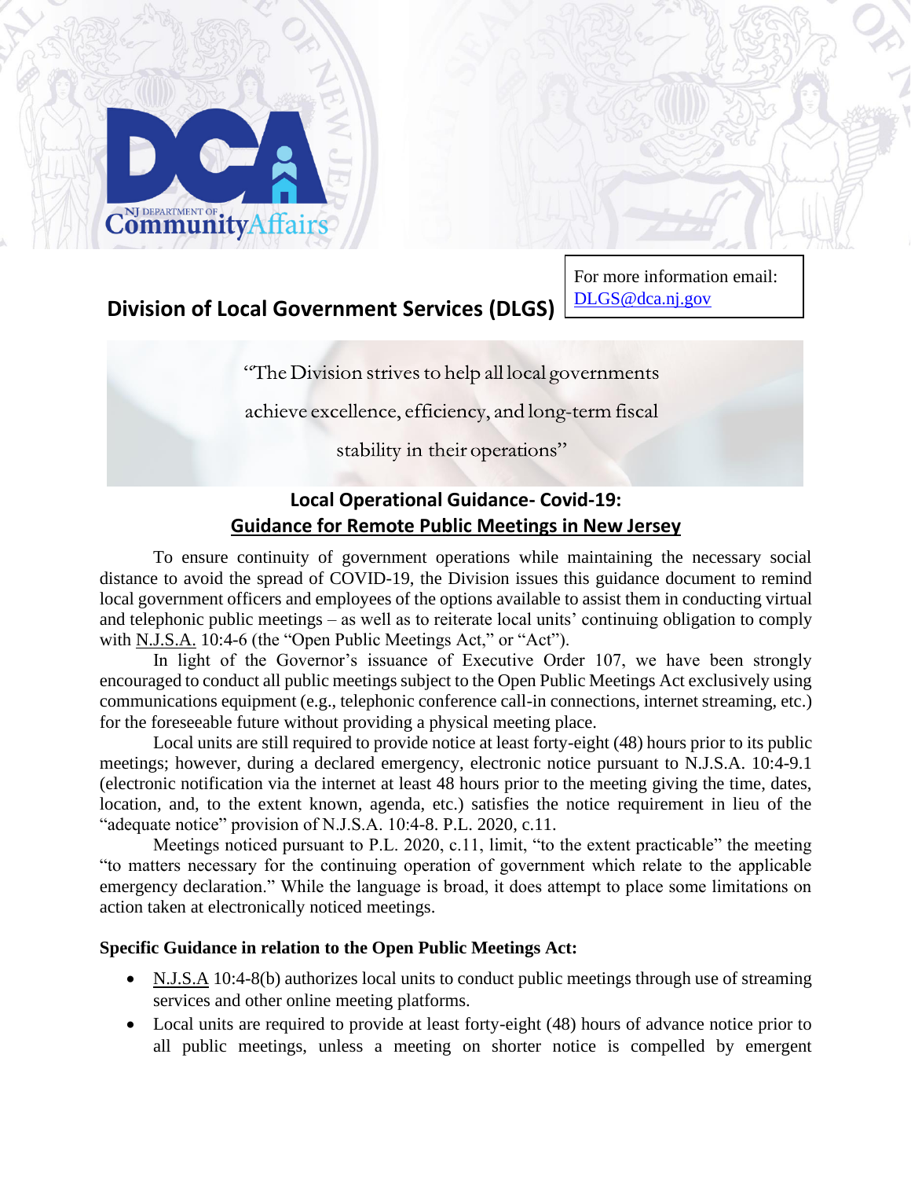**Division of Local Government Services (DLGS)**

For more information email: DLGS@dca.nj.gov

"The Division strives to help all local governments achieve excellence, efficiency, and long-term fiscal stability in their operations"

## Local Operational Guidance- Covid-19: Guidance for Remote Public Meetings in New Jersey

To ensure continuity of government operations while maintaining the necessary social distance to avoid the spread of COVID-19, the Division issues this guidance document to remind local government officers and employees of the options available to assist them in conducting virtual and telephonic public meetings – as well as to reiterate local units' continuing obligation to comply with N.J.S.A. 10:4-6 (the "Open Public Meetings Act," or "Act").

In light of the Governor's issuance of Executive Order 107, we have been strongly encouraged to conduct all public meetings subject to the Open Public Meetings Act exclusively using communications equipment (e.g., telephonic conference call-in connections, internet streaming, etc.) for the foreseeable future without providing a physical meeting place.

Local units are still required to provide notice at least forty-eight (48) hours prior to its public meetings; however, during a declared emergency, electronic notice pursuant to N.J.S.A. 10:4-9.1 (electronic notification via the internet at least 48 hours prior to the meeting giving the time, dates, location, and, to the extent known, agenda, etc.) satisfies the notice requirement in lieu of the "adequate notice" provision of N.J.S.A. 10:4-8. P.L. 2020, c.11.

Meetings noticed pursuant to P.L. 2020, c.11, limit, "to the extent practicable" the meeting "to matters necessary for the continuing operation of government which relate to the applicable emergency declaration." While the language is broad, it does attempt to place some limitations on action taken at electronically noticed meetings.

**Specific Guidance in relation to the Open Public Meetings Act:**

- N.J.S.A 10:4-8(b) authorizes local units to conduct public meetings through use of streaming services and other online meeting platforms.
- Local units are required to provide at least forty-eight (48) hours of advance notice prior to all public meetings, unless a meeting on shorter notice is compelled by emergent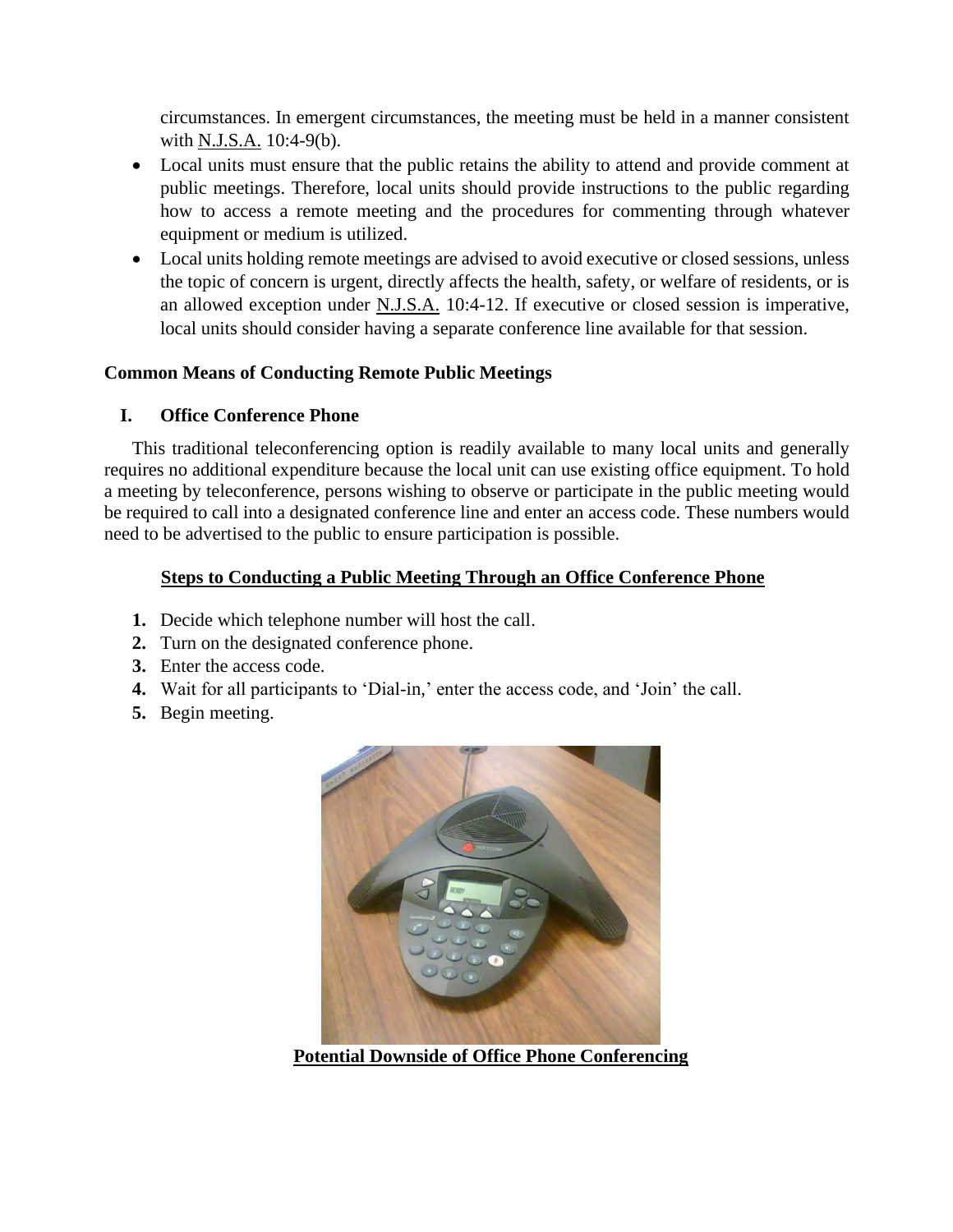circumstances. In emergent circumstances, the meeting must be held in a manner consistent with N.J.S.A. 10:4-9(b).

- Local units must ensure that the public retains the ability to attend and provide comment at public meetings. Therefore, local units should provide instructions to the public regarding how to access a remote meeting and the procedures for commenting through whatever equipment or medium is utilized.
- Local units holding remote meetings are advised to avoid executive or closed sessions, unless the topic of concern is urgent, directly affects the health, safety, or welfare of residents, or is an allowed exception under N.J.S.A. 10:4-12. If executive or closed session is imperative, local units should consider having a separate conference line available for that session.

**Common Means of Conducting Remote Public Meetings**

## I. Office Conference Phone

This traditional teleconferencing option is readily available to many local units and generally requires no additional expenditure because the local unit can use existing office equipment. To hold a meeting by teleconference, persons wishing to observe or participate in the public meeting would be required to call into a designated conference line and enter an access code. These numbers would need to be advertised to the public to ensure participation is possible.

**Steps to Conducting a Public Meeting Through an Office Conference Phone**

1. Decide which telephone number will host the call.
2. Turn on the designated conference phone.
3. Enter the access code.
4. Wait for all participants to 'Dial-in,' enter the access code, and 'Join' the call.
5. Begin meeting.

**Potential Downside of Office Phone Conferencing**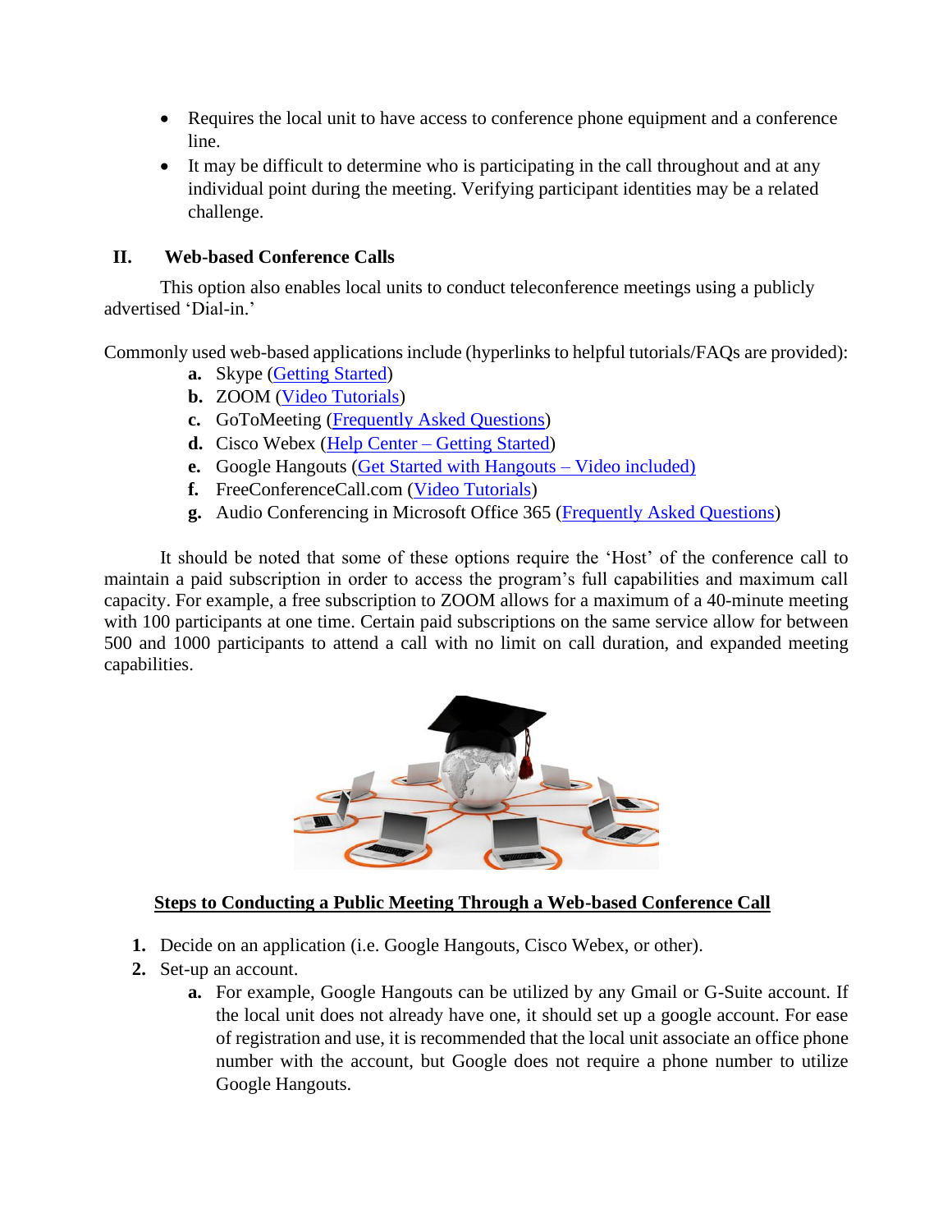- Requires the local unit to have access to conference phone equipment and a conference line.
- It may be difficult to determine who is participating in the call throughout and at any individual point during the meeting. Verifying participant identities may be a related challenge.

## II. Web-based Conference Calls

This option also enables local units to conduct teleconference meetings using a publicly advertised 'Dial-in.'

Commonly used web-based applications include (hyperlinks to helpful tutorials/FAQs are provided):

- **a.** Skype (Getting Started)
- **b.** ZOOM (Video Tutorials)
- **c.** GoToMeeting (Frequently Asked Questions)
- **d.** Cisco Webex (Help Center – Getting Started)
- **e.** Google Hangouts (Get Started with Hangouts – Video included)
- **f.** FreeConferenceCall.com (Video Tutorials)
- **g.** Audio Conferencing in Microsoft Office 365 (Frequently Asked Questions)

It should be noted that some of these options require the 'Host' of the conference call to maintain a paid subscription in order to access the program's full capabilities and maximum call capacity. For example, a free subscription to ZOOM allows for a maximum of a 40-minute meeting with 100 participants at one time. Certain paid subscriptions on the same service allow for between 500 and 1000 participants to attend a call with no limit on call duration, and expanded meeting capabilities.

### Steps to Conducting a Public Meeting Through a Web-based Conference Call

1. Decide on an application (i.e. Google Hangouts, Cisco Webex, or other).
2. Set-up an account.
   - **a.** For example, Google Hangouts can be utilized by any Gmail or G-Suite account. If the local unit does not already have one, it should set up a google account. For ease of registration and use, it is recommended that the local unit associate an office phone number with the account, but Google does not require a phone number to utilize Google Hangouts.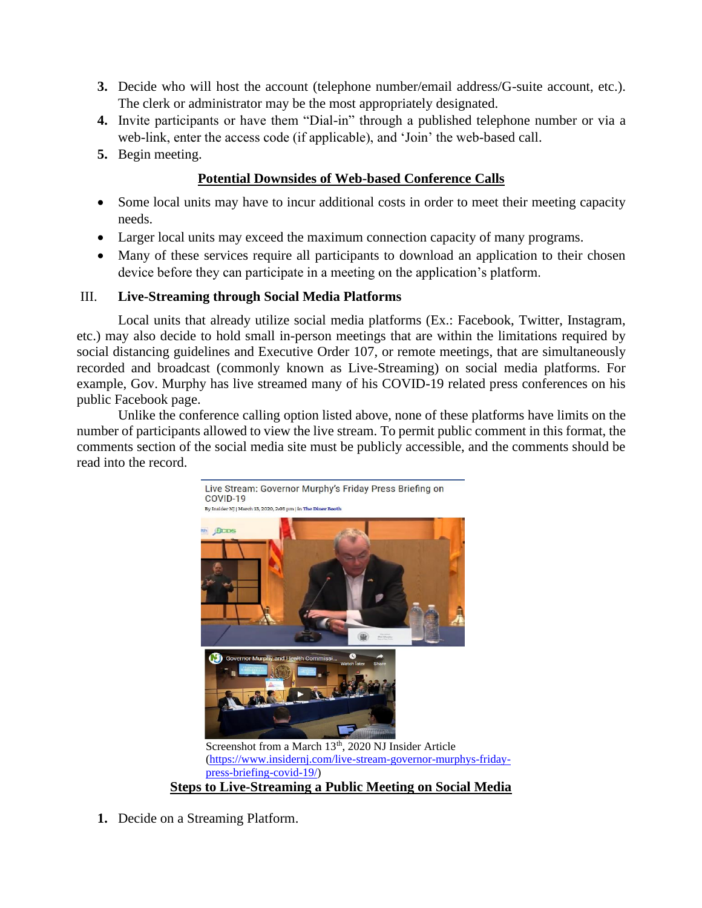3. Decide who will host the account (telephone number/email address/G-suite account, etc.). The clerk or administrator may be the most appropriately designated.
4. Invite participants or have them "Dial-in" through a published telephone number or via a web-link, enter the access code (if applicable), and 'Join' the web-based call.
5. Begin meeting.

**Potential Downsides of Web-based Conference Calls**

- Some local units may have to incur additional costs in order to meet their meeting capacity needs.
- Larger local units may exceed the maximum connection capacity of many programs.
- Many of these services require all participants to download an application to their chosen device before they can participate in a meeting on the application's platform.

## III. Live-Streaming through Social Media Platforms

Local units that already utilize social media platforms (Ex.: Facebook, Twitter, Instagram, etc.) may also decide to hold small in-person meetings that are within the limitations required by social distancing guidelines and Executive Order 107, or remote meetings, that are simultaneously recorded and broadcast (commonly known as Live-Streaming) on social media platforms. For example, Gov. Murphy has live streamed many of his COVID-19 related press conferences on his public Facebook page.

Unlike the conference calling option listed above, none of these platforms have limits on the number of participants allowed to view the live stream. To permit public comment in this format, the comments section of the social media site must be publicly accessible, and the comments should be read into the record.

Live Stream: Governor Murphy's Friday Press Briefing on COVID-19

By Insider NJ | March 13, 2020, 2:03 pm | In The Diner Booth

Screenshot from a March 13th, 2020 NJ Insider Article (https://www.insidernj.com/live-stream-governor-murphys-friday-press-briefing-covid-19/)

**Steps to Live-Streaming a Public Meeting on Social Media**

1. Decide on a Streaming Platform.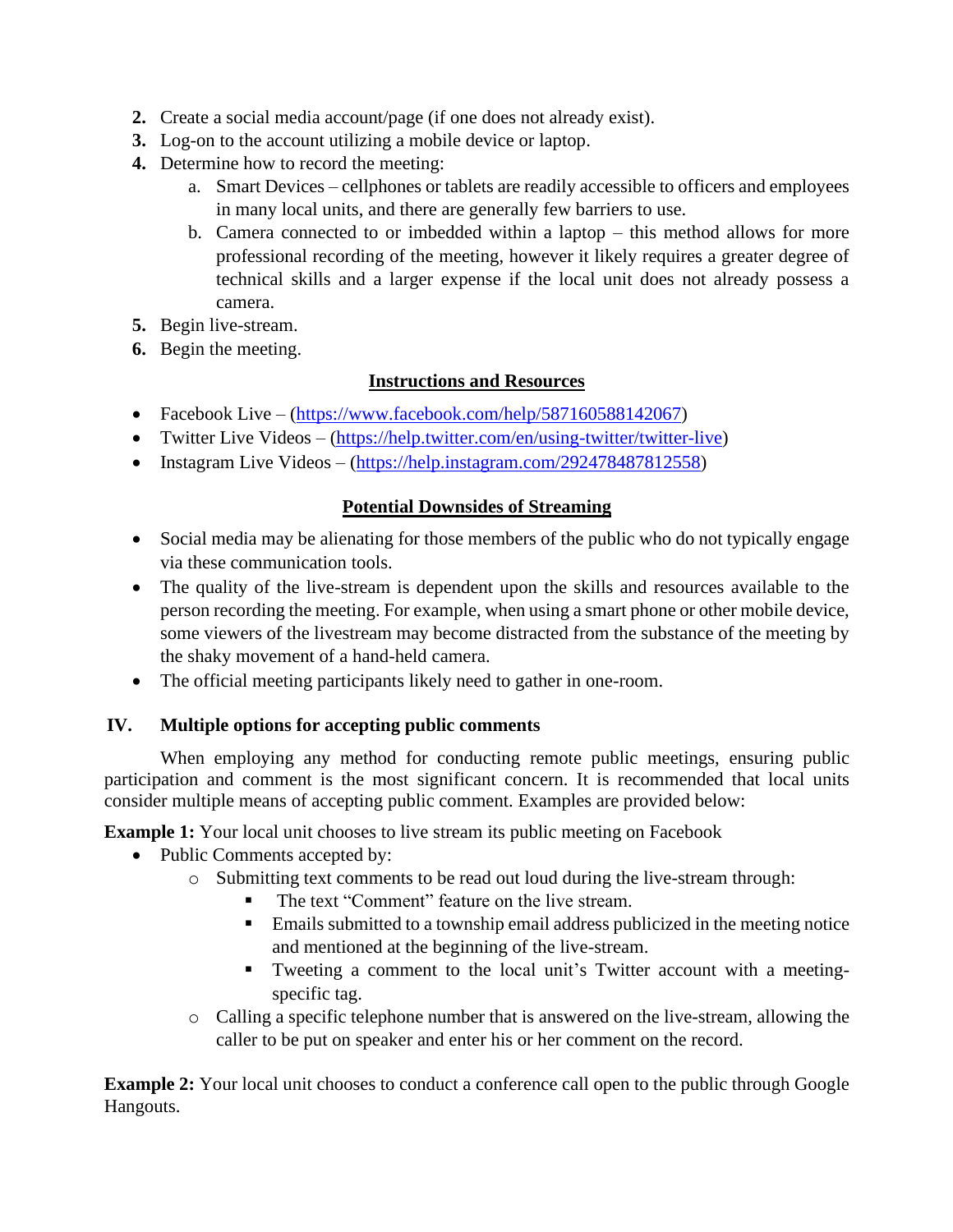2. Create a social media account/page (if one does not already exist).
3. Log-on to the account utilizing a mobile device or laptop.
4. Determine how to record the meeting:
   a. Smart Devices – cellphones or tablets are readily accessible to officers and employees in many local units, and there are generally few barriers to use.
   b. Camera connected to or imbedded within a laptop – this method allows for more professional recording of the meeting, however it likely requires a greater degree of technical skills and a larger expense if the local unit does not already possess a camera.
5. Begin live-stream.
6. Begin the meeting.

**<u>Instructions and Resources</u>**

- Facebook Live – (https://www.facebook.com/help/587160588142067)
- Twitter Live Videos – (https://help.twitter.com/en/using-twitter/twitter-live)
- Instagram Live Videos – (https://help.instagram.com/292478487812558)

**<u>Potential Downsides of Streaming</u>**

- Social media may be alienating for those members of the public who do not typically engage via these communication tools.
- The quality of the live-stream is dependent upon the skills and resources available to the person recording the meeting. For example, when using a smart phone or other mobile device, some viewers of the livestream may become distracted from the substance of the meeting by the shaky movement of a hand-held camera.
- The official meeting participants likely need to gather in one-room.

## IV. Multiple options for accepting public comments

When employing any method for conducting remote public meetings, ensuring public participation and comment is the most significant concern. It is recommended that local units consider multiple means of accepting public comment. Examples are provided below:

**Example 1:** Your local unit chooses to live stream its public meeting on Facebook

- Public Comments accepted by:
  - Submitting text comments to be read out loud during the live-stream through:
    - The text "Comment" feature on the live stream.
    - Emails submitted to a township email address publicized in the meeting notice and mentioned at the beginning of the live-stream.
    - Tweeting a comment to the local unit's Twitter account with a meeting-specific tag.
  - Calling a specific telephone number that is answered on the live-stream, allowing the caller to be put on speaker and enter his or her comment on the record.

**Example 2:** Your local unit chooses to conduct a conference call open to the public through Google Hangouts.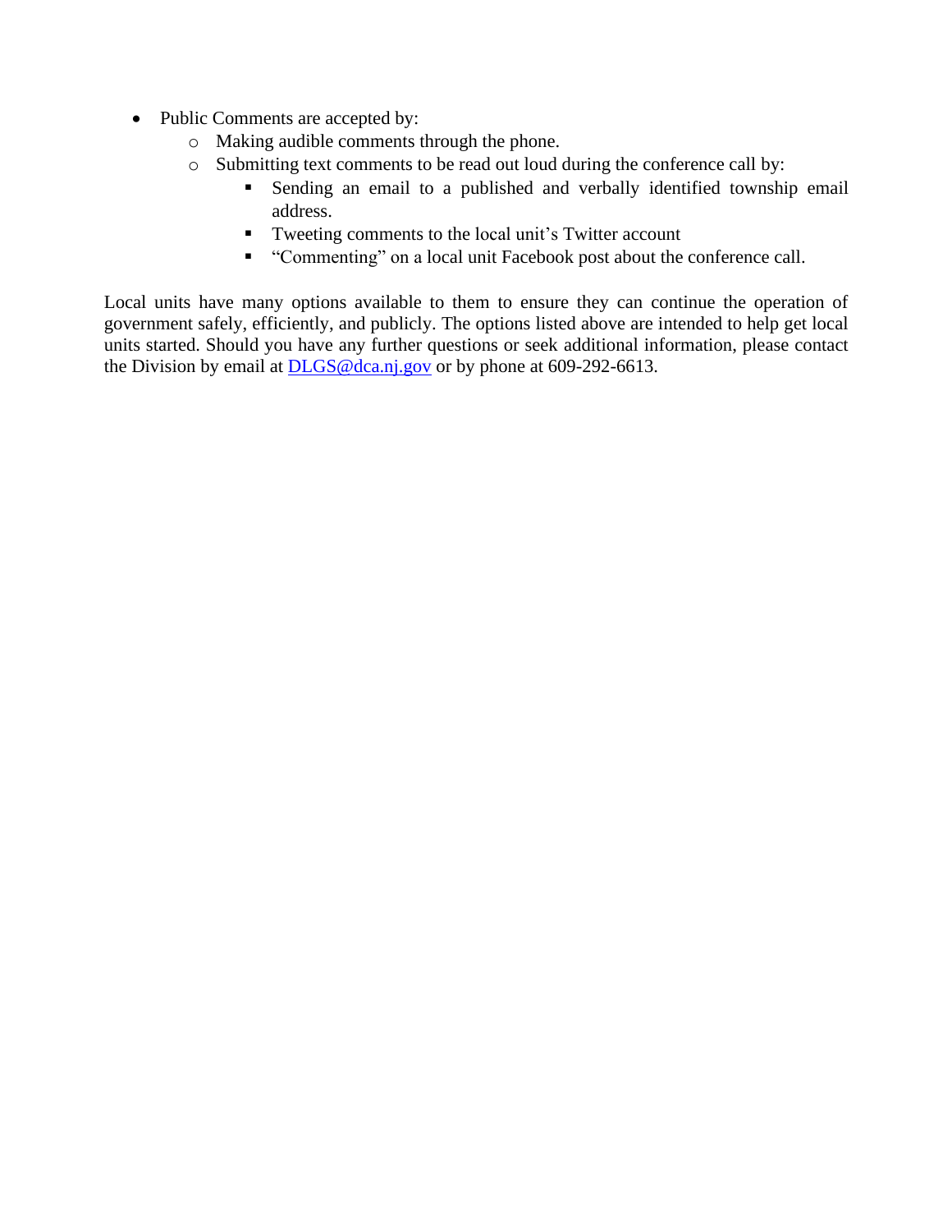- Public Comments are accepted by:
  - Making audible comments through the phone.
  - Submitting text comments to be read out loud during the conference call by:
    - Sending an email to a published and verbally identified township email address.
    - Tweeting comments to the local unit's Twitter account
    - "Commenting" on a local unit Facebook post about the conference call.

Local units have many options available to them to ensure they can continue the operation of government safely, efficiently, and publicly. The options listed above are intended to help get local units started. Should you have any further questions or seek additional information, please contact the Division by email at DLGS@dca.nj.gov or by phone at 609-292-6613.